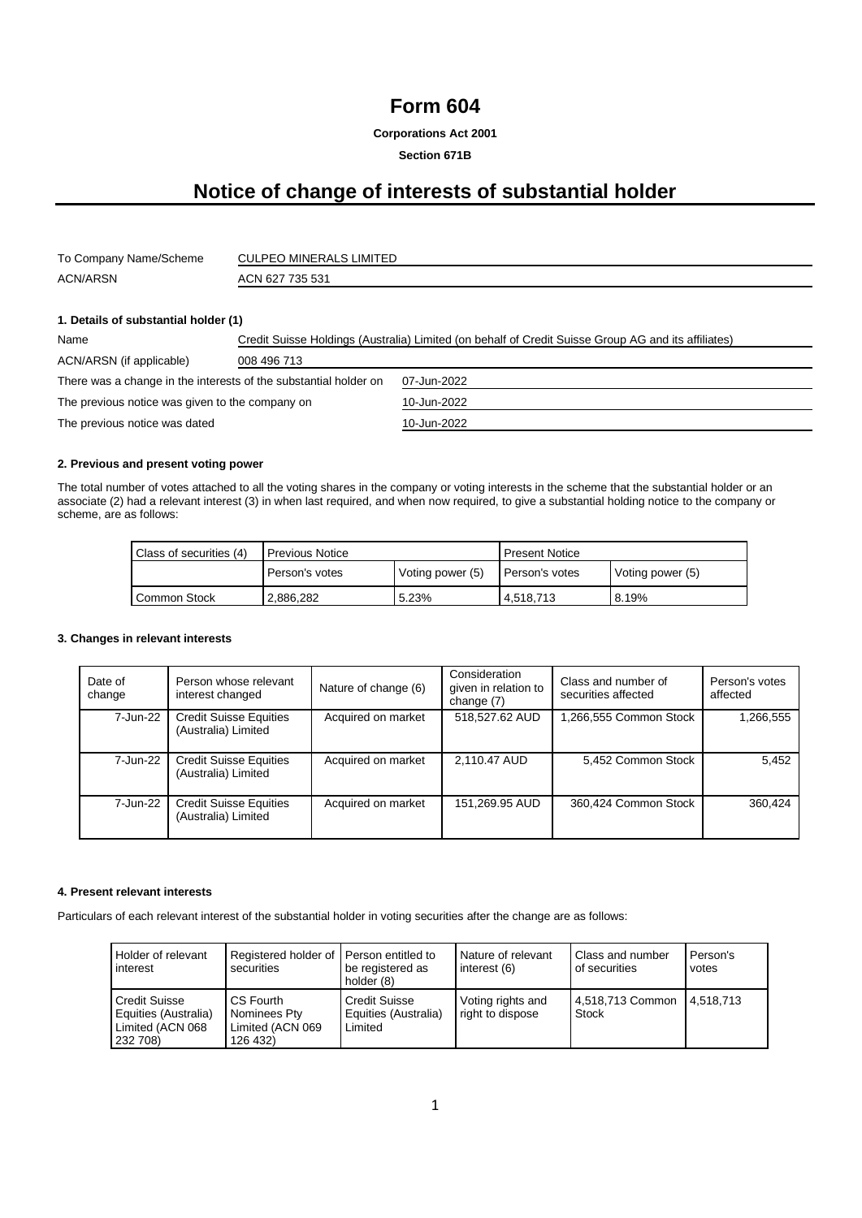# Form 604

**Corporations Act 2001**

**Section 671B**

## Notice of change of interests of substantial holder

| | |
|---|---|
| To Company Name/Scheme | CULPEO MINERALS LIMITED |
| ACN/ARSN | ACN 627 735 531 |

### 1. Details of substantial holder (1)

| | |
|---|---|
| Name | Credit Suisse Holdings (Australia) Limited (on behalf of Credit Suisse Group AG and its affiliates) |
| ACN/ARSN (if applicable) | 008 496 713 |
| There was a change in the interests of the substantial holder on | 07-Jun-2022 |
| The previous notice was given to the company on | 10-Jun-2022 |
| The previous notice was dated | 10-Jun-2022 |

### 2. Previous and present voting power

The total number of votes attached to all the voting shares in the company or voting interests in the scheme that the substantial holder or an associate (2) had a relevant interest (3) in when last required, and when now required, to give a substantial holding notice to the company or scheme, are as follows:

| Class of securities (4) | Previous Notice | | Present Notice | |
|---|---|---|---|---|
| | Person's votes | Voting power (5) | Person's votes | Voting power (5) |
| Common Stock | 2,886,282 | 5.23% | 4,518,713 | 8.19% |

### 3. Changes in relevant interests

| Date of change | Person whose relevant interest changed | Nature of change (6) | Consideration given in relation to change (7) | Class and number of securities affected | Person's votes affected |
|---|---|---|---|---|---|
| 7-Jun-22 | Credit Suisse Equities (Australia) Limited | Acquired on market | 518,527.62 AUD | 1,266,555 Common Stock | 1,266,555 |
| 7-Jun-22 | Credit Suisse Equities (Australia) Limited | Acquired on market | 2,110.47 AUD | 5,452 Common Stock | 5,452 |
| 7-Jun-22 | Credit Suisse Equities (Australia) Limited | Acquired on market | 151,269.95 AUD | 360,424 Common Stock | 360,424 |

### 4. Present relevant interests

Particulars of each relevant interest of the substantial holder in voting securities after the change are as follows:

| Holder of relevant interest | Registered holder of securities | Person entitled to be registered as holder (8) | Nature of relevant interest (6) | Class and number of securities | Person's votes |
|---|---|---|---|---|---|
| Credit Suisse Equities (Australia) Limited (ACN 068 232 708) | CS Fourth Nominees Pty Limited (ACN 069 126 432) | Credit Suisse Equities (Australia) Limited | Voting rights and right to dispose | 4,518,713 Common Stock | 4,518,713 |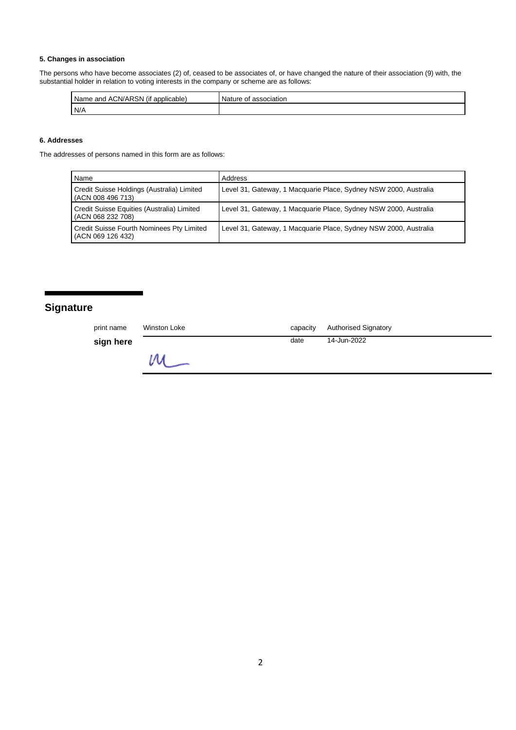#### 5. Changes in association

The persons who have become associates (2) of, ceased to be associates of, or have changed the nature of their association (9) with, the substantial holder in relation to voting interests in the company or scheme are as follows:

| Name and ACN/ARSN (if applicable) | Nature of association |
|---|---|
| N/A | |

#### 6. Addresses

The addresses of persons named in this form are as follows:

| Name | Address |
|---|---|
| Credit Suisse Holdings (Australia) Limited (ACN 008 496 713) | Level 31, Gateway, 1 Macquarie Place, Sydney NSW 2000, Australia |
| Credit Suisse Equities (Australia) Limited (ACN 068 232 708) | Level 31, Gateway, 1 Macquarie Place, Sydney NSW 2000, Australia |
| Credit Suisse Fourth Nominees Pty Limited (ACN 069 126 432) | Level 31, Gateway, 1 Macquarie Place, Sydney NSW 2000, Australia |

## Signature

| | | | |
|---|---|---|---|
| print name | Winston Loke | capacity | Authorised Signatory |
| **sign here** | | date | 14-Jun-2022 |